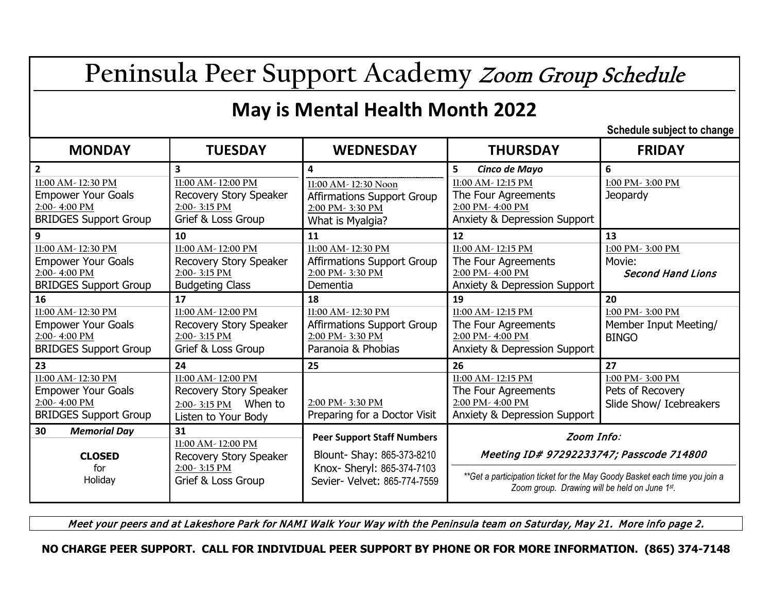# Peninsula Peer Support Academy *Zoom Group Schedule*

## May is Mental Health Month 2022

**Schedule subject to change**

| MONDAY | TUESDAY | WEDNESDAY | THURSDAY | FRIDAY |
|---|---|---|---|---|
| **2**<br>11:00 AM- 12:30 PM<br>Empower Your Goals<br>2:00- 4:00 PM<br>BRIDGES Support Group | **3**<br>11:00 AM- 12:00 PM<br>Recovery Story Speaker<br>2:00- 3:15 PM<br>Grief & Loss Group | **4**<br>11:00 AM- 12:30 Noon<br>Affirmations Support Group<br>2:00 PM- 3:30 PM<br>What is Myalgia? | **5** ***Cinco de Mayo***<br>11:00 AM- 12:15 PM<br>The Four Agreements<br>2:00 PM- 4:00 PM<br>Anxiety & Depression Support | **6**<br>1:00 PM- 3:00 PM<br>Jeopardy |
| **9**<br>11:00 AM- 12:30 PM<br>Empower Your Goals<br>2:00- 4:00 PM<br>BRIDGES Support Group | **10**<br>11:00 AM- 12:00 PM<br>Recovery Story Speaker<br>2:00- 3:15 PM<br>Budgeting Class | **11**<br>11:00 AM- 12:30 PM<br>Affirmations Support Group<br>2:00 PM- 3:30 PM<br>Dementia | **12**<br>11:00 AM- 12:15 PM<br>The Four Agreements<br>2:00 PM- 4:00 PM<br>Anxiety & Depression Support | **13**<br>1:00 PM- 3:00 PM<br>Movie:<br>*Second Hand Lions* |
| **16**<br>11:00 AM- 12:30 PM<br>Empower Your Goals<br>2:00- 4:00 PM<br>BRIDGES Support Group | **17**<br>11:00 AM- 12:00 PM<br>Recovery Story Speaker<br>2:00- 3:15 PM<br>Grief & Loss Group | **18**<br>11:00 AM- 12:30 PM<br>Affirmations Support Group<br>2:00 PM- 3:30 PM<br>Paranoia & Phobias | **19**<br>11:00 AM- 12:15 PM<br>The Four Agreements<br>2:00 PM- 4:00 PM<br>Anxiety & Depression Support | **20**<br>1:00 PM- 3:00 PM<br>Member Input Meeting/ BINGO |
| **23**<br>11:00 AM- 12:30 PM<br>Empower Your Goals<br>2:00- 4:00 PM<br>BRIDGES Support Group | **24**<br>11:00 AM- 12:00 PM<br>Recovery Story Speaker<br>2:00- 3:15 PM When to Listen to Your Body | **25**<br>2:00 PM- 3:30 PM<br>Preparing for a Doctor Visit | **26**<br>11:00 AM- 12:15 PM<br>The Four Agreements<br>2:00 PM- 4:00 PM<br>Anxiety & Depression Support | **27**<br>1:00 PM- 3:00 PM<br>Pets of Recovery<br>Slide Show/ Icebreakers |
| **30** ***Memorial Day***<br>**CLOSED**<br>for<br>Holiday | **31**<br>11:00 AM- 12:00 PM<br>Recovery Story Speaker<br>2:00- 3:15 PM<br>Grief & Loss Group | **Peer Support Staff Numbers**<br>Blount- Shay: 865-373-8210<br>Knox- Sheryl: 865-374-7103<br>Sevier- Velvet: 865-774-7559 | *Zoom Info:*<br>*Meeting ID# 97292233747; Passcode 714800*<br>*\*\*Get a participation ticket for the May Goody Basket each time you join a Zoom group. Drawing will be held on June 1st.* | |

*Meet your peers and at Lakeshore Park for NAMI Walk Your Way with the Peninsula team on Saturday, May 21. More info page 2.*

**NO CHARGE PEER SUPPORT. CALL FOR INDIVIDUAL PEER SUPPORT BY PHONE OR FOR MORE INFORMATION. (865) 374-7148**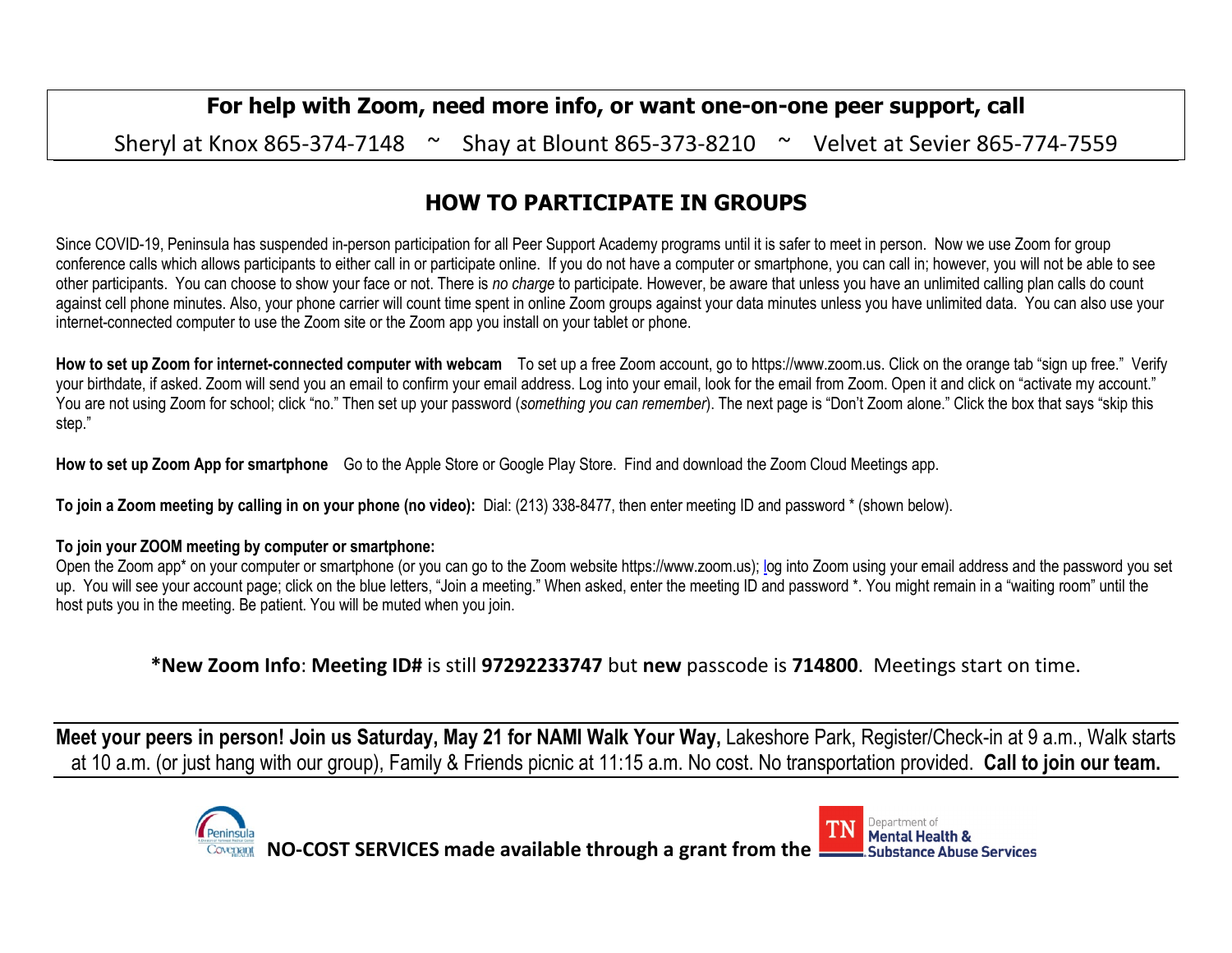**For help with Zoom, need more info, or want one-on-one peer support, call**

Sheryl at Knox 865-374-7148 ~ Shay at Blount 865-373-8210 ~ Velvet at Sevier 865-774-7559

## HOW TO PARTICIPATE IN GROUPS

Since COVID-19, Peninsula has suspended in-person participation for all Peer Support Academy programs until it is safer to meet in person. Now we use Zoom for group conference calls which allows participants to either call in or participate online. If you do not have a computer or smartphone, you can call in; however, you will not be able to see other participants. You can choose to show your face or not. There is *no charge* to participate. However, be aware that unless you have an unlimited calling plan calls do count against cell phone minutes. Also, your phone carrier will count time spent in online Zoom groups against your data minutes unless you have unlimited data. You can also use your internet-connected computer to use the Zoom site or the Zoom app you install on your tablet or phone.

**How to set up Zoom for internet-connected computer with webcam** To set up a free Zoom account, go to https://www.zoom.us. Click on the orange tab "sign up free." Verify your birthdate, if asked. Zoom will send you an email to confirm your email address. Log into your email, look for the email from Zoom. Open it and click on "activate my account." You are not using Zoom for school; click "no." Then set up your password (*something you can remember*). The next page is "Don't Zoom alone." Click the box that says "skip this step."

**How to set up Zoom App for smartphone** Go to the Apple Store or Google Play Store. Find and download the Zoom Cloud Meetings app.

**To join a Zoom meeting by calling in on your phone (no video):** Dial: (213) 338-8477, then enter meeting ID and password * (shown below).

**To join your ZOOM meeting by computer or smartphone:**
Open the Zoom app* on your computer or smartphone (or you can go to the Zoom website https://www.zoom.us); log into Zoom using your email address and the password you set up. You will see your account page; click on the blue letters, "Join a meeting." When asked, enter the meeting ID and password *. You might remain in a "waiting room" until the host puts you in the meeting. Be patient. You will be muted when you join.

***New Zoom Info**: **Meeting ID#** is still **97292233747** but **new** passcode is **714800**. Meetings start on time.

**Meet your peers in person! Join us Saturday, May 21 for NAMI Walk Your Way,** Lakeshore Park, Register/Check-in at 9 a.m., Walk starts at 10 a.m. (or just hang with our group), Family & Friends picnic at 11:15 a.m. No cost. No transportation provided. **Call to join our team.**

**NO-COST SERVICES made available through a grant from the** TN Department of Mental Health & Substance Abuse Services